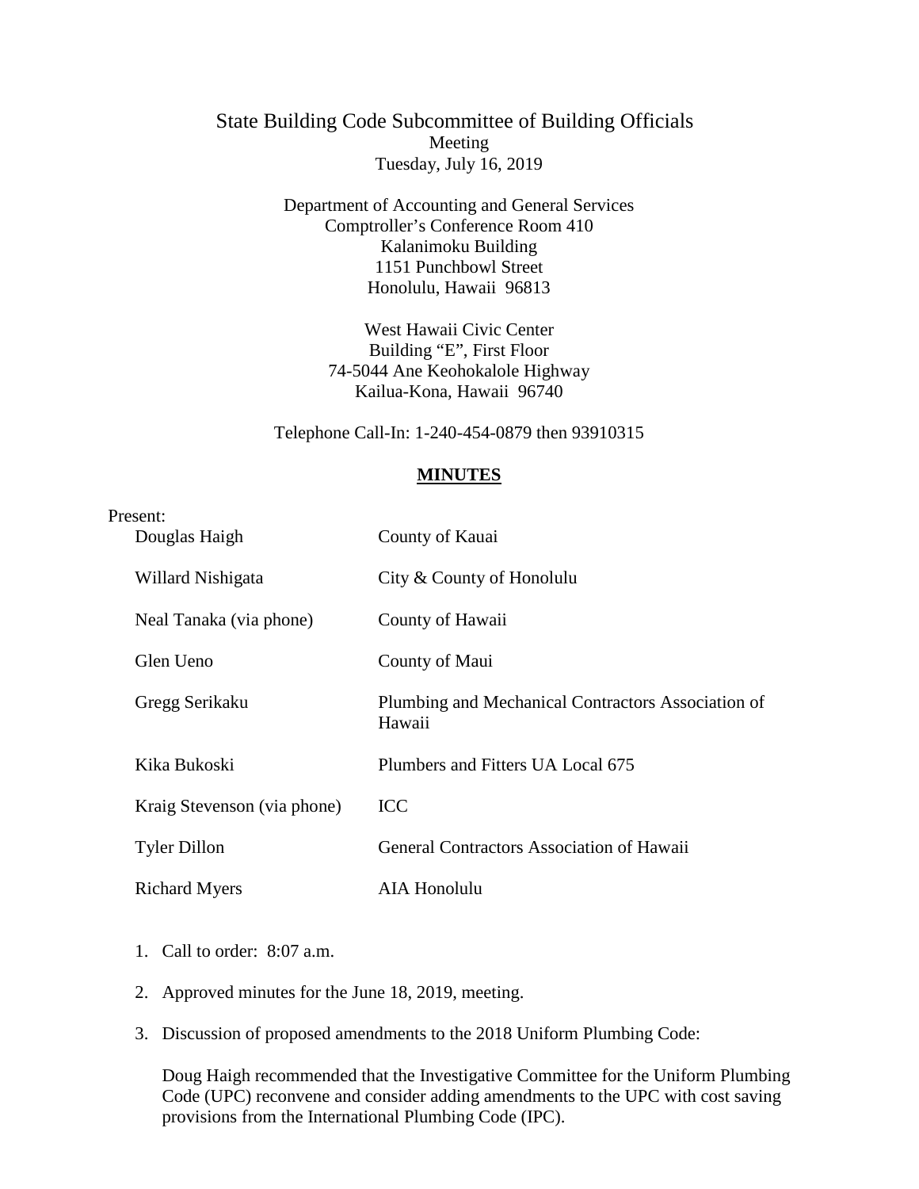# State Building Code Subcommittee of Building Officials

Meeting

Tuesday, July 16, 2019

Department of Accounting and General Services
Comptroller's Conference Room 410
Kalanimoku Building
1151 Punchbowl Street
Honolulu, Hawaii 96813

West Hawaii Civic Center
Building "E", First Floor
74-5044 Ane Keohokalole Highway
Kailua-Kona, Hawaii 96740

Telephone Call-In: 1-240-454-0879 then 93910315

## **MINUTES**

Present:

| | |
|---|---|
| Douglas Haigh | County of Kauai |
| Willard Nishigata | City & County of Honolulu |
| Neal Tanaka (via phone) | County of Hawaii |
| Glen Ueno | County of Maui |
| Gregg Serikaku | Plumbing and Mechanical Contractors Association of Hawaii |
| Kika Bukoski | Plumbers and Fitters UA Local 675 |
| Kraig Stevenson (via phone) | ICC |
| Tyler Dillon | General Contractors Association of Hawaii |
| Richard Myers | AIA Honolulu |

1. Call to order: 8:07 a.m.

2. Approved minutes for the June 18, 2019, meeting.

3. Discussion of proposed amendments to the 2018 Uniform Plumbing Code:

   Doug Haigh recommended that the Investigative Committee for the Uniform Plumbing Code (UPC) reconvene and consider adding amendments to the UPC with cost saving provisions from the International Plumbing Code (IPC).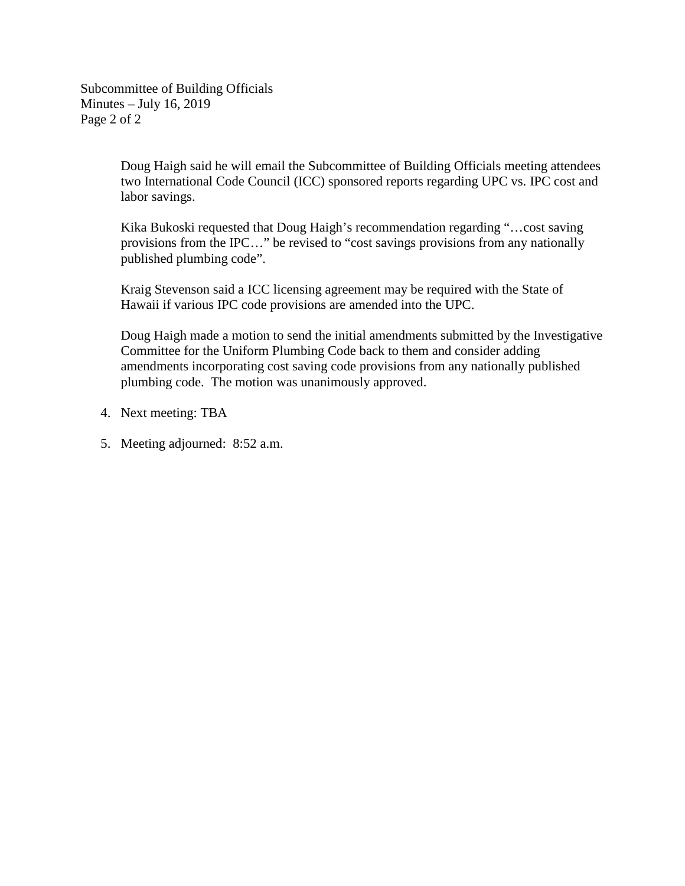Doug Haigh said he will email the Subcommittee of Building Officials meeting attendees two International Code Council (ICC) sponsored reports regarding UPC vs. IPC cost and labor savings.

Kika Bukoski requested that Doug Haigh's recommendation regarding "…cost saving provisions from the IPC…" be revised to "cost savings provisions from any nationally published plumbing code".

Kraig Stevenson said a ICC licensing agreement may be required with the State of Hawaii if various IPC code provisions are amended into the UPC.

Doug Haigh made a motion to send the initial amendments submitted by the Investigative Committee for the Uniform Plumbing Code back to them and consider adding amendments incorporating cost saving code provisions from any nationally published plumbing code. The motion was unanimously approved.

4. Next meeting: TBA

5. Meeting adjourned: 8:52 a.m.